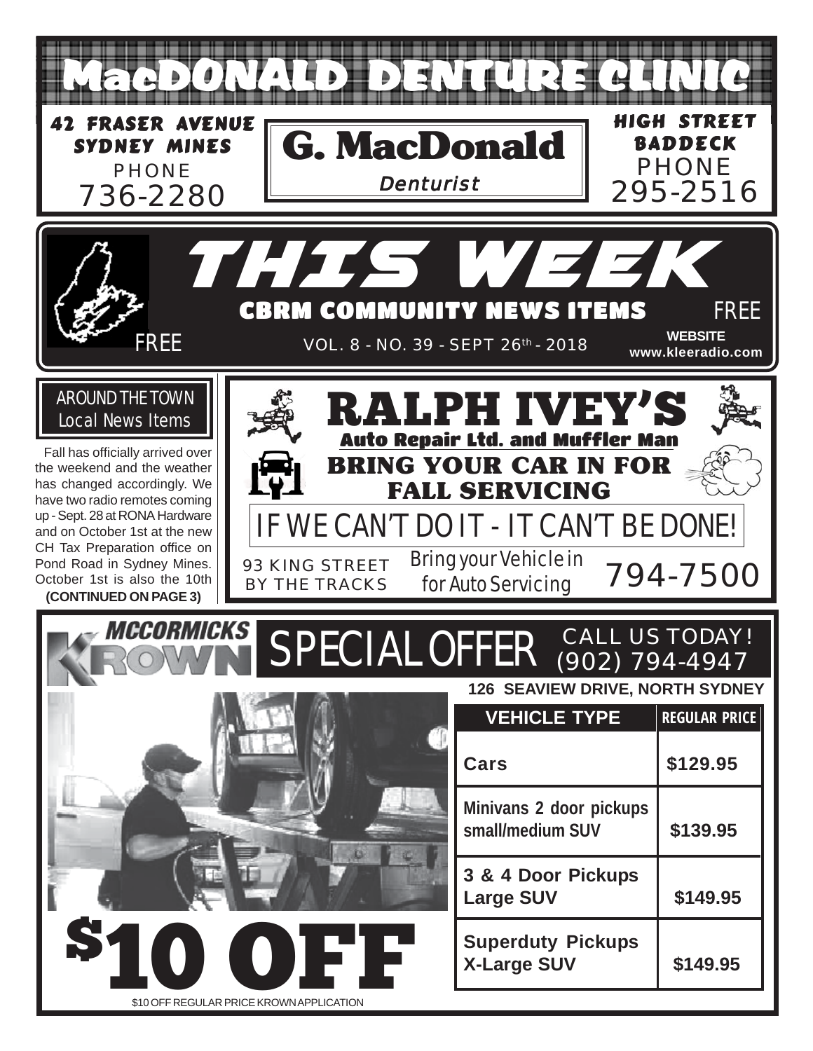# MacDONALD DENTURE CLINIC

**42 FRASER AVENUE**
**SYDNEY MINES**
PHONE
736-2280

**G. MacDonald**
*Denturist*

**HIGH STREET**
**BADDECK**
PHONE
295-2516

# THIS WEEK

## CBRM COMMUNITY NEWS ITEMS

FREE

VOL. 8 - NO. 39 - SEPT 26th - 2018

**WEBSITE**
**www.kleeradio.com**

### AROUND THE TOWN
Local News Items

Fall has officially arrived over the weekend and the weather has changed accordingly. We have two radio remotes coming up - Sept. 28 at RONA Hardware and on October 1st at the new CH Tax Preparation office on Pond Road in Sydney Mines. October 1st is also the 10th **(CONTINUED ON PAGE 3)**

# RALPH IVEY'S

**Auto Repair Ltd. and Muffler Man**

## BRING YOUR CAR IN FOR FALL SERVICING

IF WE CAN'T DO IT - IT CAN'T BE DONE!

93 KING STREET
BY THE TRACKS

Bring your Vehicle in for Auto Servicing

794-7500

# MCCORMICKS KROWN

## SPECIAL OFFER

CALL US TODAY!
(902) 794-4947

**126 SEAVIEW DRIVE, NORTH SYDNEY**

| VEHICLE TYPE | REGULAR PRICE |
|---|---|
| Cars | $129.95 |
| Minivans 2 door pickups small/medium SUV | $139.95 |
| 3 & 4 Door Pickups Large SUV | $149.95 |
| Superduty Pickups X-Large SUV | $149.95 |

# $10 OFF

$10 OFF REGULAR PRICE KROWN APPLICATION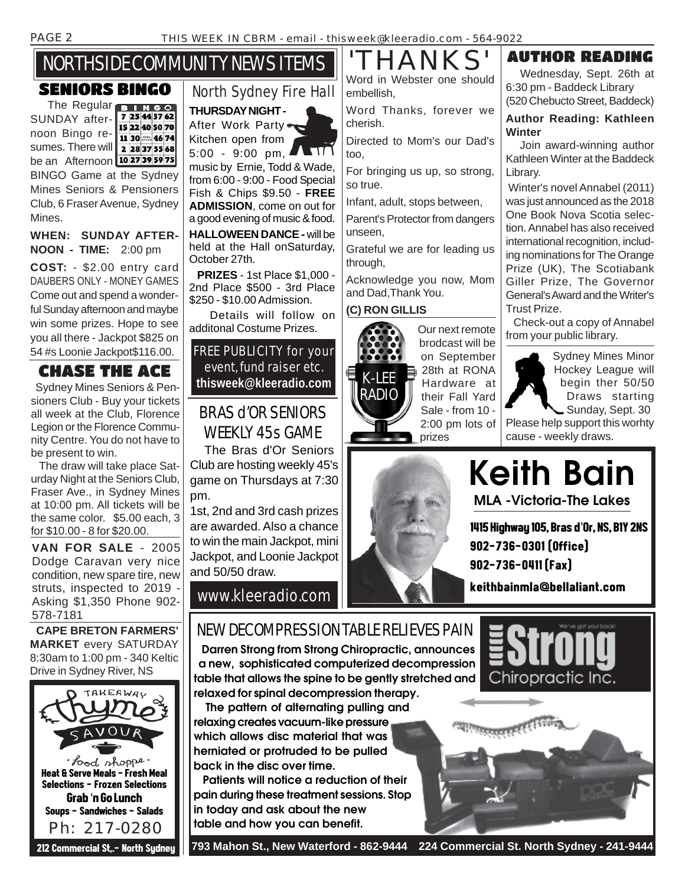# NORTHSIDE COMMUNITY NEWS ITEMS

## SENIORS BINGO

The Regular SUNDAY afternoon Bingo resumes. There will be an Afternoon BINGO Game at the Sydney Mines Seniors & Pensioners Club, 6 Fraser Avenue, Sydney Mines.

**WHEN: SUNDAY AFTERNOON - TIME:** 2:00 pm

**COST:** - $2.00 entry card DAUBERS ONLY - MONEY GAMES Come out and spend a wonderful Sunday afternoon and maybe win some prizes. Hope to see you all there - Jackpot $825 on 54 #s Loonie Jackpot$116.00.

## CHASE THE ACE

Sydney Mines Seniors & Pensioners Club - Buy your tickets all week at the Club, Florence Legion or the Florence Community Centre. You do not have to be present to win.

The draw will take place Saturday Night at the Seniors Club, Fraser Ave., in Sydney Mines at 10:00 pm. All tickets will be the same color. $5.00 each, 3 for $10.00 - 8 for $20.00.

**VAN FOR SALE** - 2005 Dodge Caravan very nice condition, new spare tire, new struts, inspected to 2019 - Asking $1,350 Phone 902-578-7181

**CAPE BRETON FARMERS' MARKET** every SATURDAY 8:30am to 1:00 pm - 340 Keltic Drive in Sydney River, NS

TAKEAWAY thyme SAVOUR food shoppe

**Heat & Serve Meals - Fresh Meal Selections - Frozen Selections**

**Grab 'n Go Lunch**

**Soups - Sandwiches - Salads**

Ph: 217-0280

**212 Commercial St,.- North Sydney**

## North Sydney Fire Hall

**THURSDAY NIGHT -** After Work Party Kitchen open from 5:00 - 9:00 pm, music by Ernie, Todd & Wade, from 6:00 - 9:00 - Food Special Fish & Chips $9.50 - **FREE ADMISSION**, come on out for a good evening of music & food.

**HALLOWEEN DANCE -** will be held at the Hall onSaturday, October 27th.

**PRIZES** - 1st Place $1,000 - 2nd Place $500 - 3rd Place $250 - $10.00 Admission.

Details will follow on additonal Costume Prizes.

FREE PUBLICITY for your event, fund raiser etc. **thisweek@kleeradio.com**

## BRAS d'OR SENIORS WEEKLY 45s GAME

The Bras d'Or Seniors Club are hosting weekly 45's game on Thursdays at 7:30 pm.

1st, 2nd and 3rd cash prizes are awarded. Also a chance to win the main Jackpot, mini Jackpot, and Loonie Jackpot and 50/50 draw.

www.kleeradio.com

## 'THANKS'

Word in Webster one should embellish,

Word Thanks, forever we cherish.

Directed to Mom's our Dad's too,

For bringing us up, so strong, so true.

Infant, adult, stops between,

Parent's Protector from dangers unseen,

Grateful we are for leading us through,

Acknowledge you now, Mom and Dad,Thank You.

**(C) RON GILLIS**

K-LEE RADIO

Our next remote brodcast will be on September 28th at RONA Hardware at their Fall Yard Sale - from 10 - 2:00 pm lots of prizes

## AUTHOR READING

Wednesday, Sept. 26th at 6:30 pm - Baddeck Library (520 Chebucto Street, Baddeck)

**Author Reading: Kathleen Winter**

Join award-winning author Kathleen Winter at the Baddeck Library.

Winter's novel Annabel (2011) was just announced as the 2018 One Book Nova Scotia selection. Annabel has also received international recognition, including nominations for The Orange Prize (UK), The Scotiabank Giller Prize, The Governor General's Award and the Writer's Trust Prize.

Check-out a copy of Annabel from your public library.

Sydney Mines Minor Hockey League will begin ther 50/50 Draws starting Sunday, Sept. 30 Please help support this worhty cause - weekly draws.

# Keith Bain

**MLA -Victoria-The Lakes**

1415 Highway 105, Bras d'Or, NS, B1Y 2NS

902-736-0301 (Office)

902-736-0411 (Fax)

keithbainmla@bellaliant.com

## NEW DECOMPRESSION TABLE RELIEVES PAIN

**Darren Strong from Strong Chiropractic, announces a new, sophisticated computerized decompression table that allows the spine to be gently stretched and relaxed for spinal decompression therapy.**

**The pattern of alternating pulling and relaxing creates vacuum-like pressure which allows disc material that was herniated or protruded to be pulled back in the disc over time.**

**Patients will notice a reduction of their pain during these treatment sessions. Stop in today and ask about the new table and how you can benefit.**

Strong Chiropractic Inc. We've got your back!

**793 Mahon St., New Waterford - 862-9444 224 Commercial St. North Sydney - 241-9444**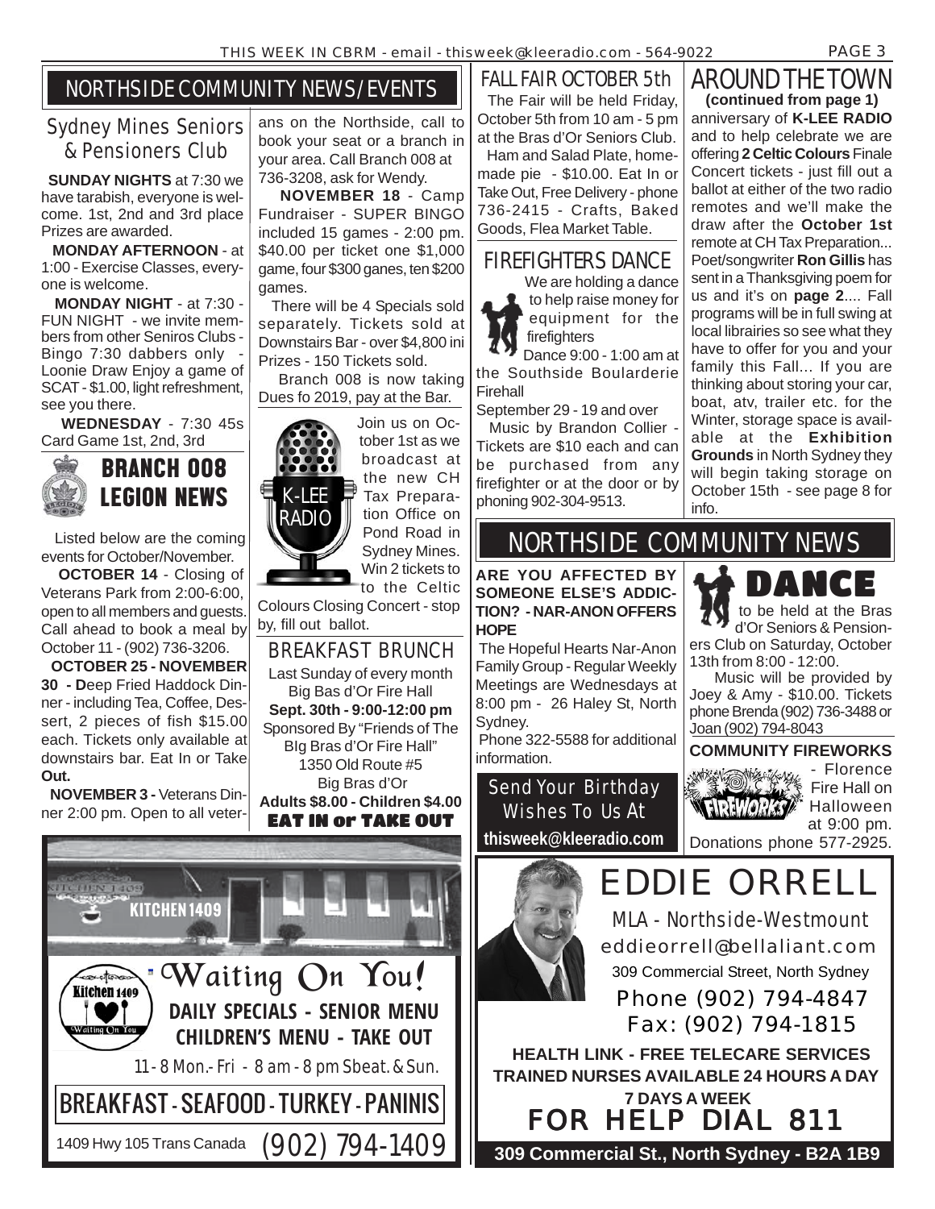## NORTHSIDE COMMUNITY NEWS/EVENTS

### Sydney Mines Seniors & Pensioners Club

**SUNDAY NIGHTS** at 7:30 we have tarabish, everyone is welcome. 1st, 2nd and 3rd place Prizes are awarded.

**MONDAY AFTERNOON** - at 1:00 - Exercise Classes, everyone is welcome.

**MONDAY NIGHT** - at 7:30 - FUN NIGHT - we invite members from other Seniros Clubs - Bingo 7:30 dabbers only - Loonie Draw Enjoy a game of SCAT - $1.00, light refreshment, see you there.

**WEDNESDAY** - 7:30 45s Card Game 1st, 2nd, 3rd

### BRANCH 008 LEGION NEWS

Listed below are the coming events for October/November.

**OCTOBER 14** - Closing of Veterans Park from 2:00-6:00, open to all members and guests. Call ahead to book a meal by October 11 - (902) 736-3206.

**OCTOBER 25 - NOVEMBER 30 - D**eep Fried Haddock Dinner - including Tea, Coffee, Dessert, 2 pieces of fish $15.00 each. Tickets only available at downstairs bar. Eat In or Take **Out.**

**NOVEMBER 3 -** Veterans Dinner 2:00 pm. Open to all veterans on the Northside, call to book your seat or a branch in your area. Call Branch 008 at 736-3208, ask for Wendy.

**NOVEMBER 18** - Camp Fundraiser - SUPER BINGO included 15 games - 2:00 pm. $40.00 per ticket one $1,000 game, four $300 ganes, ten $200 games.

There will be 4 Specials sold separately. Tickets sold at Downstairs Bar - over $4,800 ini Prizes - 150 Tickets sold.

Branch 008 is now taking Dues fo 2019, pay at the Bar.

K-LEE RADIO

Join us on October 1st as we broadcast at the new CH Tax Preparation Office on Pond Road in Sydney Mines. Win 2 tickets to to the Celtic Colours Closing Concert - stop by, fill out ballot.

### BREAKFAST BRUNCH

Last Sunday of every month
Big Bas d'Or Fire Hall
**Sept. 30th - 9:00-12:00 pm**
Sponsored By "Friends of The BIg Bras d'Or Fire Hall"
1350 Old Route #5
Big Bras d'Or
**Adults $8.00 - Children $4.00**
**EAT IN or TAKE OUT**

KITCHEN 1409

**Waiting On You!**

**DAILY SPECIALS - SENIOR MENU**
**CHILDREN'S MENU - TAKE OUT**

11 - 8 Mon.- Fri - 8 am - 8 pm Sbeat. & Sun.

**BREAKFAST - SEAFOOD - TURKEY - PANINIS**

1409 Hwy 105 Trans Canada (902) 794-1409

### FALL FAIR OCTOBER 5th

The Fair will be held Friday, October 5th from 10 am - 5 pm at the Bras d'Or Seniors Club.

Ham and Salad Plate, homemade pie - $10.00. Eat In or Take Out, Free Delivery - phone 736-2415 - Crafts, Baked Goods, Flea Market Table.

### FIREFIGHTERS DANCE

We are holding a dance to help raise money for equipment for the firefighters

Dance 9:00 - 1:00 am at the Southside Boularderie Firehall

September 29 - 19 and over

Music by Brandon Collier - Tickets are $10 each and can be purchased from any firefighter or at the door or by phoning 902-304-9513.

### AROUND THE TOWN

**(continued from page 1)**

anniversary of **K-LEE RADIO** and to help celebrate we are offering **2 Celtic Colours** Finale Concert tickets - just fill out a ballot at either of the two radio remotes and we'll make the draw after the **October 1st** remote at CH Tax Preparation... Poet/songwriter **Ron Gillis** has sent in a Thanksgiving poem for us and it's on **page 2**.... Fall programs will be in full swing at local librairies so see what they have to offer for you and your family this Fall... If you are thinking about storing your car, boat, atv, trailer etc. for the Winter, storage space is available at the **Exhibition Grounds** in North Sydney they will begin taking storage on October 15th - see page 8 for info.

## NORTHSIDE COMMUNITY NEWS

**ARE YOU AFFECTED BY SOMEONE ELSE'S ADDICTION? - NAR-ANON OFFERS HOPE**

The Hopeful Hearts Nar-Anon Family Group - Regular Weekly Meetings are Wednesdays at 8:00 pm - 26 Haley St, North Sydney.

Phone 322-5588 for additional information.

Send Your Birthday Wishes To Us At
**thisweek@kleeradio.com**

### DANCE

to be held at the Bras d'Or Seniors & Pensioners Club on Saturday, October 13th from 8:00 - 12:00.

Music will be provided by Joey & Amy - $10.00. Tickets phone Brenda (902) 736-3488 or Joan (902) 794-8043

**COMMUNITY FIREWORKS** - Florence Fire Hall on Halloween at 9:00 pm. Donations phone 577-2925.

# EDDIE ORRELL

MLA - Northside-Westmount
eddieorrell@bellaliant.com
309 Commercial Street, North Sydney
Phone (902) 794-4847
Fax: (902) 794-1815

**HEALTH LINK - FREE TELECARE SERVICES**
**TRAINED NURSES AVAILABLE 24 HOURS A DAY**
**7 DAYS A WEEK**
**FOR HELP DIAL 811**

**309 Commercial St., North Sydney - B2A 1B9**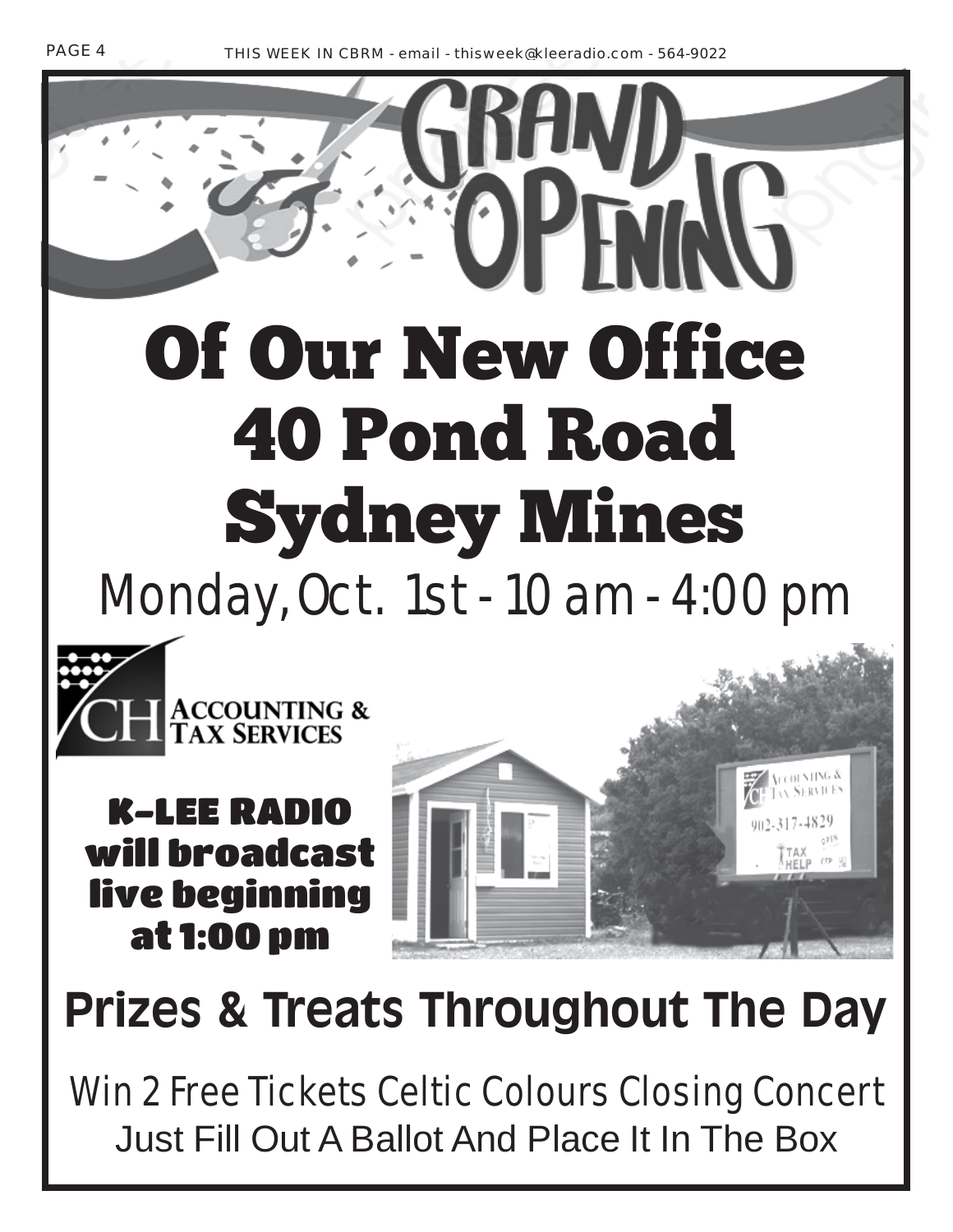# GRAND OPENING

# Of Our New Office 40 Pond Road Sydney Mines

## Monday, Oct. 1st - 10 am - 4:00 pm

CH ACCOUNTING & TAX SERVICES

**K-LEE RADIO will broadcast live beginning at 1:00 pm**

## Prizes & Treats Throughout The Day

Win 2 Free Tickets Celtic Colours Closing Concert

Just Fill Out A Ballot And Place It In The Box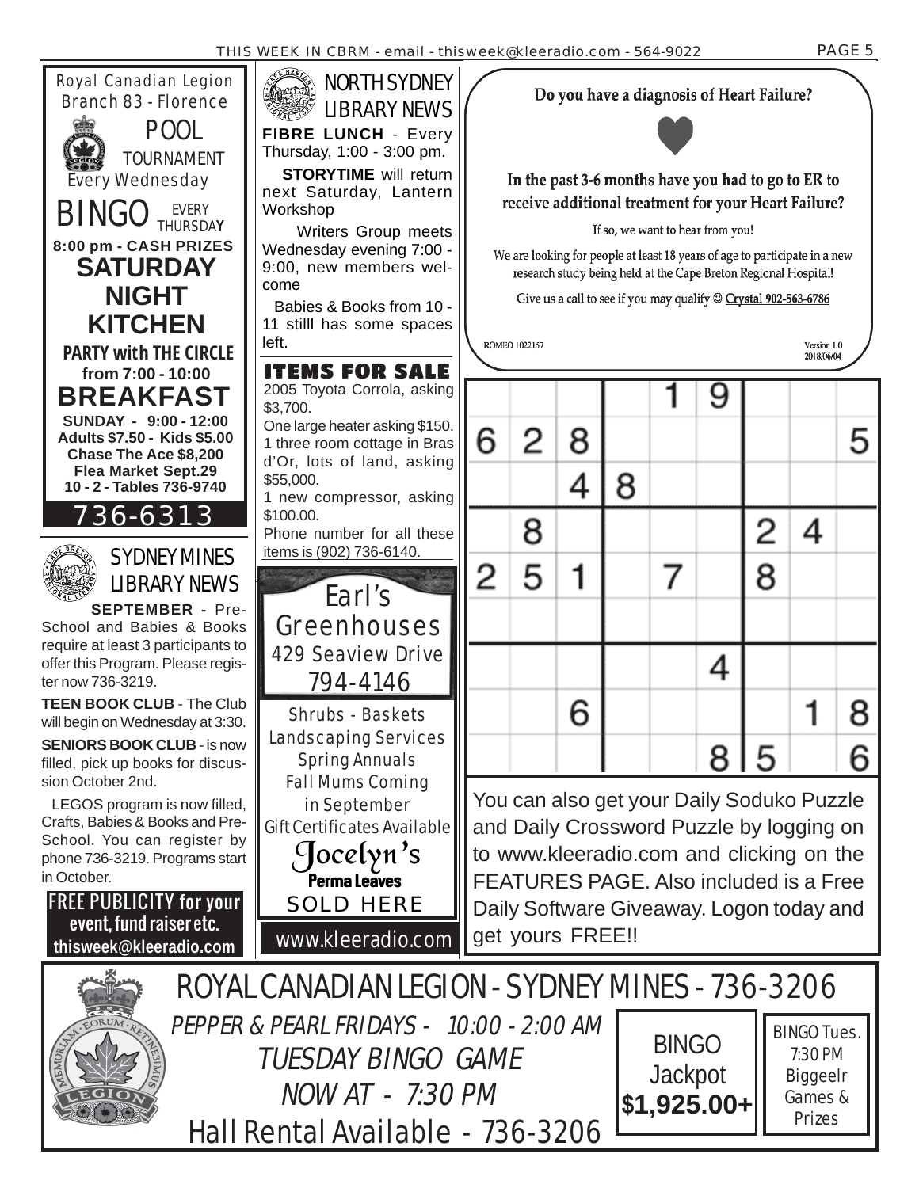## Royal Canadian Legion Branch 83 - Florence

**POOL TOURNAMENT** Every Wednesday

**BINGO** EVERY THURSDAY

**8:00 pm - CASH PRIZES**

**SATURDAY NIGHT KITCHEN**

**PARTY with THE CIRCLE from 7:00 - 10:00**

**BREAKFAST**

**SUNDAY - 9:00 - 12:00**
**Adults $7.50 - Kids $5.00**
**Chase The Ace $8,200**
**Flea Market Sept.29**
**10 - 2 - Tables 736-9740**

**736-6313**

## SYDNEY MINES LIBRARY NEWS

**SEPTEMBER -** Pre-School and Babies & Books require at least 3 participants to offer this Program. Please register now 736-3219.

**TEEN BOOK CLUB** - The Club will begin on Wednesday at 3:30.

**SENIORS BOOK CLUB** - is now filled, pick up books for discussion October 2nd.

LEGOS program is now filled, Crafts, Babies & Books and Pre-School. You can register by phone 736-3219. Programs start in October.

**FREE PUBLICITY for your event, fund raiser etc.**
**thisweek@kleeradio.com**

## NORTH SYDNEY LIBRARY NEWS

**FIBRE LUNCH** - Every Thursday, 1:00 - 3:00 pm.

**STORYTIME** will return next Saturday, Lantern Workshop

Writers Group meets Wednesday evening 7:00 - 9:00, new members welcome

Babies & Books from 10 - 11 stilll has some spaces left.

## ITEMS FOR SALE

2005 Toyota Corrola, asking $3,700.
One large heater asking $150.
1 three room cottage in Bras d'Or, lots of land, asking $55,000.
1 new compressor, asking $100.00.
Phone number for all these items is (902) 736-6140.

## Earl's Greenhouses

429 Seaview Drive
794-4146

Shrubs - Baskets
Landscaping Services
Spring Annuals
Fall Mums Coming in September
Gift Certificates Available

**Jocelyn's Perma Leaves**
SOLD HERE

www.kleeradio.com

## Do you have a diagnosis of Heart Failure?

In the past 3-6 months have you had to go to ER to receive additional treatment for your Heart Failure?

If so, we want to hear from you!

We are looking for people at least 18 years of age to participate in a new research study being held at the Cape Breton Regional Hospital!

Give us a call to see if you may qualify ☺ Crystal 902-563-6786

ROMEO 1022157 Version 1.0 2018/06/04

| | | | | | | | | |
|---|---|---|---|---|---|---|---|---|
| | | | | 1 | 9 | | | |
| 6 | 2 | 8 | | | | | | 5 |
| | | 4 | 8 | | | | | |
| | 8 | | | | | 2 | 4 | |
| 2 | 5 | 1 | | 7 | | 8 | | |
| | | | | | | | | |
| | | | | | 4 | | | |
| | | 6 | | | | | 1 | 8 |
| | | | | | 8 | 5 | | 6 |

You can also get your Daily Soduko Puzzle and Daily Crossword Puzzle by logging on to www.kleeradio.com and clicking on the FEATURES PAGE. Also included is a Free Daily Software Giveaway. Logon today and get yours FREE!!

## ROYAL CANADIAN LEGION - SYDNEY MINES - 736-3206

*PEPPER & PEARL FRIDAYS - 10:00 - 2:00 AM*

*TUESDAY BINGO GAME NOW AT - 7:30 PM*

Hall Rental Available - 736-3206

BINGO Jackpot **$1,925.00+**

BINGO Tues. 7:30 PM Biggeelr Games & Prizes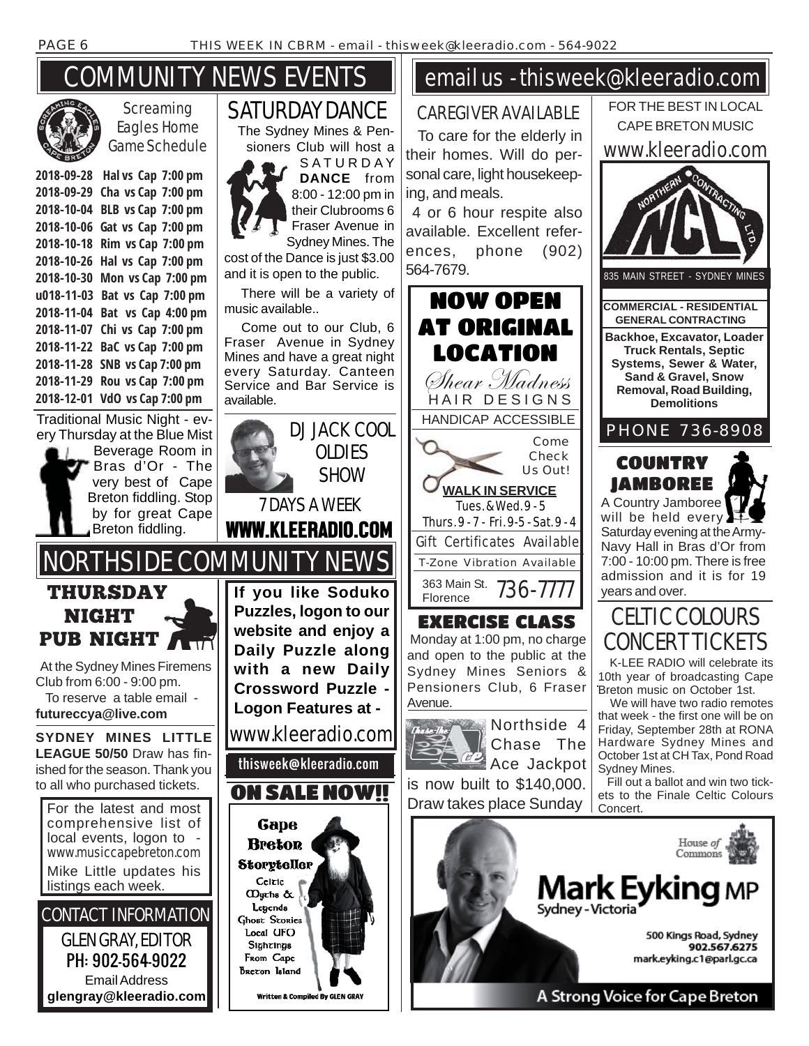# COMMUNITY NEWS EVENTS

## Screaming Eagles Home Game Schedule

**2018-09-28 Hal vs Cap 7:00 pm**
**2018-09-29 Cha vs Cap 7:00 pm**
**2018-10-04 BLB vs Cap 7:00 pm**
**2018-10-06 Gat vs Cap 7:00 pm**
**2018-10-18 Rim vs Cap 7:00 pm**
**2018-10-26 Hal vs Cap 7:00 pm**
**2018-10-30 Mon vs Cap 7:00 pm**
**u018-11-03 Bat vs Cap 7:00 pm**
**2018-11-04 Bat vs Cap 4:00 pm**
**2018-11-07 Chi vs Cap 7:00 pm**
**2018-11-22 BaC vs Cap 7:00 pm**
**2018-11-28 SNB vs Cap 7:00 pm**
**2018-11-29 Rou vs Cap 7:00 pm**
**2018-12-01 VdO vs Cap 7:00 pm**

Traditional Music Night - every Thursday at the Blue Mist Beverage Room in Bras d'Or - The very best of Cape Breton fiddling. Stop by for great Cape Breton fiddling.

## SATURDAY DANCE

The Sydney Mines & Pensioners Club will host a **SATURDAY DANCE** from 8:00 - 12:00 pm in their Clubrooms 6 Fraser Avenue in Sydney Mines. The cost of the Dance is just $3.00 and it is open to the public.

There will be a variety of music available..

Come out to our Club, 6 Fraser Avenue in Sydney Mines and have a great night every Saturday. Canteen Service and Bar Service is available.

## DJ JACK COOL OLDIES SHOW

7 DAYS A WEEK

**WWW.KLEERADIO.COM**

# NORTHSIDE COMMUNITY NEWS

## THURSDAY NIGHT PUB NIGHT

At the Sydney Mines Firemens Club from 6:00 - 9:00 pm.

To reserve a table email - **futureccya@live.com**

**SYDNEY MINES LITTLE LEAGUE 50/50** Draw has finished for the season. Thank you to all who purchased tickets.

For the latest and most comprehensive list of local events, logon to - www.musiccapebreton.com Mike Little updates his listings each week.

## CONTACT INFORMATION

GLEN GRAY, EDITOR
PH: 902-564-9022
Email Address
**glengray@kleeradio.com**

**If you like Soduko Puzzles, logon to our website and enjoy a Daily Puzzle along with a new Daily Crossword Puzzle - Logon Features at -**

www.kleeradio.com

thisweek@kleeradio.com

## ON SALE NOW!!

**Cape Breton Storyteller**

Celtic Myths & Legends Ghost Stories Local UFO Sightings From Cape Breton Island

Written & Compiled By GLEN GRAY

# email us - thisweek@kleeradio.com

## CAREGIVER AVAILABLE

To care for the elderly in their homes. Will do personal care, light housekeeping, and meals.

4 or 6 hour respite also available. Excellent references, phone (902) 564-7679.

## NOW OPEN AT ORIGINAL LOCATION

*Shear Madness* HAIR DESIGNS

HANDICAP ACCESSIBLE

Come Check Us Out!

**WALK IN SERVICE**

Tues. & Wed. 9 - 5
Thurs. 9 - 7 - Fri. 9-5 - Sat. 9 - 4

Gift Certificates Available

T-Zone Vibration Available

363 Main St. Florence 736-7777

## EXERCISE CLASS

Monday at 1:00 pm, no charge and open to the public at the Sydney Mines Seniors & Pensioners Club, 6 Fraser Avenue.

Northside 4 Chase The Ace Jackpot is now built to $140,000. Draw takes place Sunday

FOR THE BEST IN LOCAL CAPE BRETON MUSIC

www.kleeradio.com

NCL NORTHERN CONTRACTING LTD.

835 MAIN STREET - SYDNEY MINES

**COMMERCIAL - RESIDENTIAL GENERAL CONTRACTING**

**Backhoe, Excavator, Loader Truck Rentals, Septic Systems, Sewer & Water, Sand & Gravel, Snow Removal, Road Building, Demolitions**

PHONE 736-8908

## COUNTRY JAMBOREE

A Country Jamboree will be held every Saturday evening at the Army-Navy Hall in Bras d'Or from 7:00 - 10:00 pm. There is free admission and it is for 19 years and over.

## CELTIC COLOURS CONCERT TICKETS

K-LEE RADIO will celebrate its 10th year of broadcasting Cape Breton music on October 1st.

We will have two radio remotes that week - the first one will be on Friday, September 28th at RONA Hardware Sydney Mines and October 1st at CH Tax, Pond Road Sydney Mines.

Fill out a ballot and win two tickets to the Finale Celtic Colours Concert.

House of Commons

**Mark Eyking MP**
Sydney - Victoria

500 Kings Road, Sydney
902.567.6275
mark.eyking.c1@parl.gc.ca

A Strong Voice for Cape Breton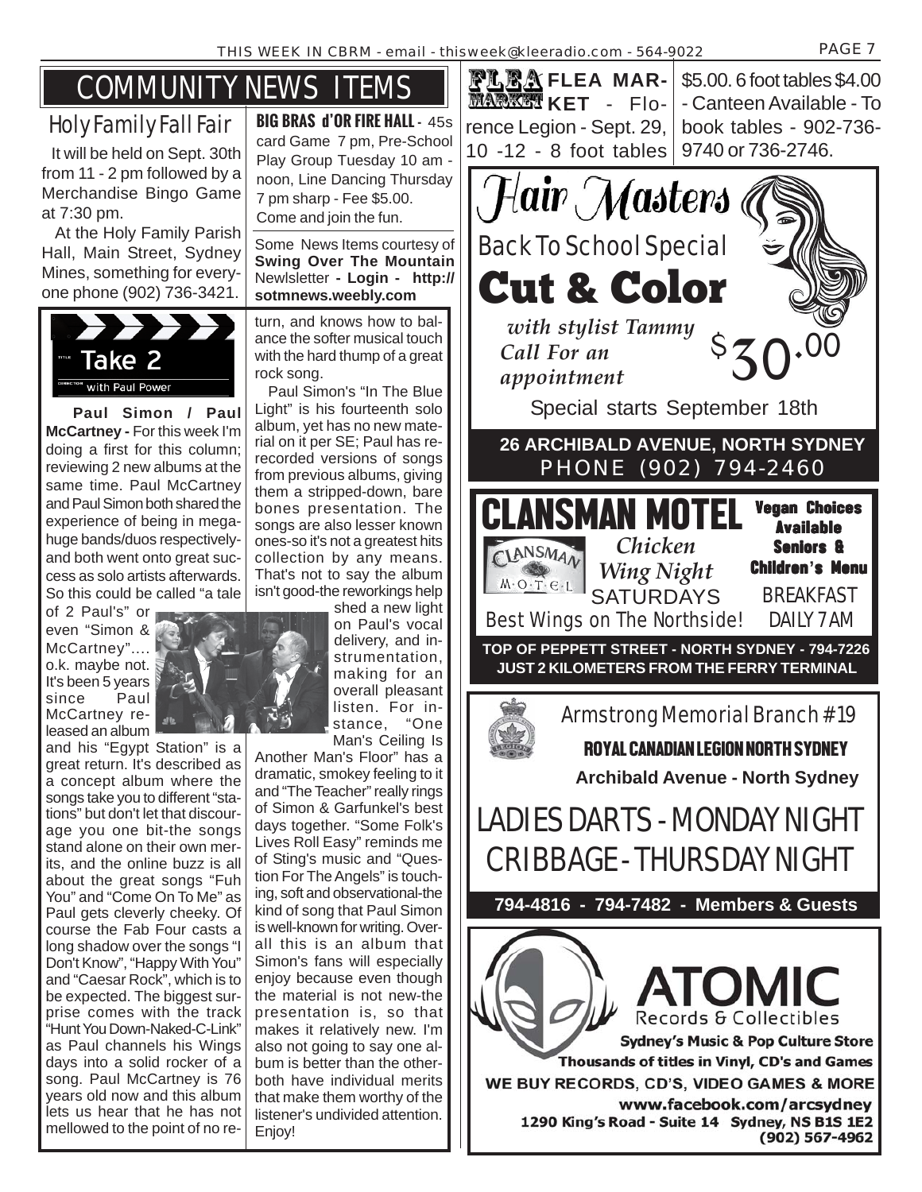# COMMUNITY NEWS ITEMS

## Holy Family Fall Fair

It will be held on Sept. 30th from 11 - 2 pm followed by a Merchandise Bingo Game at 7:30 pm.

At the Holy Family Parish Hall, Main Street, Sydney Mines, something for everyone phone (902) 736-3421.

**BIG BRAS d'OR FIRE HALL** - 45s card Game 7 pm, Pre-School Play Group Tuesday 10 am - noon, Line Dancing Thursday 7 pm sharp - Fee $5.00. Come and join the fun.

Some News Items courtesy of **Swing Over The Mountain** Newlsletter **- Login - http://sotmnews.weebly.com**

## Take 2 with Paul Power

**Paul Simon / Paul McCartney -** For this week I'm doing a first for this column; reviewing 2 new albums at the same time. Paul McCartney and Paul Simon both shared the experience of being in mega-huge bands/duos respectively-and both went onto great success as solo artists afterwards. So this could be called "a tale of 2 Paul's" or even "Simon & McCartney"…. o.k. maybe not. It's been 5 years since Paul McCartney released an album and his "Egypt Station" is a great return. It's described as a concept album where the songs take you to different "stations" but don't let that discourage you one bit-the songs stand alone on their own merits, and the online buzz is all about the great songs "Fuh You" and "Come On To Me" as Paul gets cleverly cheeky. Of course the Fab Four casts a long shadow over the songs "I Don't Know", "Happy With You" and "Caesar Rock", which is to be expected. The biggest surprise comes with the track "Hunt You Down-Naked-C-Link" as Paul channels his Wings days into a solid rocker of a song. Paul McCartney is 76 years old now and this album lets us hear that he has not mellowed to the point of no return, and knows how to balance the softer musical touch with the hard thump of a great rock song.

Paul Simon's "In The Blue Light" is his fourteenth solo album, yet has no new material on it per SE; Paul has re-recorded versions of songs from previous albums, giving them a stripped-down, bare bones presentation. The songs are also lesser known ones-so it's not a greatest hits collection by any means. That's not to say the album isn't good-the reworkings help shed a new light on Paul's vocal delivery, and instrumentation, making for an overall pleasant listen. For instance, "One Man's Ceiling Is Another Man's Floor" has a dramatic, smokey feeling to it and "The Teacher" really rings of Simon & Garfunkel's best days together. "Some Folk's Lives Roll Easy" reminds me of Sting's music and "Question For The Angels" is touching, soft and observational-the kind of song that Paul Simon is well-known for writing. Overall this is an album that Simon's fans will especially enjoy because even though the material is not new-the presentation is, so that makes it relatively new. I'm also not going to say one album is better than the other-both have individual merits that make them worthy of the listener's undivided attention. Enjoy!

**FLEA MARKET** - Florence Legion - Sept. 29, 10 -12 - 8 foot tables $5.00. 6 foot tables $4.00 - Canteen Available - To book tables - 902-736-9740 or 736-2746.

---

# Hair Masters

Back To School Special

# Cut & Color

*with stylist Tammy*

*Call For an appointment*

$30.00

Special starts September 18th

**26 ARCHIBALD AVENUE, NORTH SYDNEY**

PHONE (902) 794-2460

---

# CLANSMAN MOTEL

*Chicken Wing Night* SATURDAYS

Vegan Choices Available

Seniors & Children's Menu

BREAKFAST DAILY 7 AM

Best Wings on The Northside!

**TOP OF PEPPETT STREET - NORTH SYDNEY - 794-7226**
**JUST 2 KILOMETERS FROM THE FERRY TERMINAL**

---

## Armstrong Memorial Branch #19

**ROYAL CANADIAN LEGION NORTH SYDNEY**

**Archibald Avenue - North Sydney**

LADIES DARTS - MONDAY NIGHT

CRIBBAGE - THURSDAY NIGHT

**794-4816 - 794-7482 - Members & Guests**

---

# ATOMIC

Records & Collectibles

**Sydney's Music & Pop Culture Store**

**Thousands of titles in Vinyl, CD's and Games**

**WE BUY RECORDS, CD'S, VIDEO GAMES & MORE**

**www.facebook.com/arcsydney**

**1290 King's Road - Suite 14 Sydney, NS B1S 1E2**
**(902) 567-4962**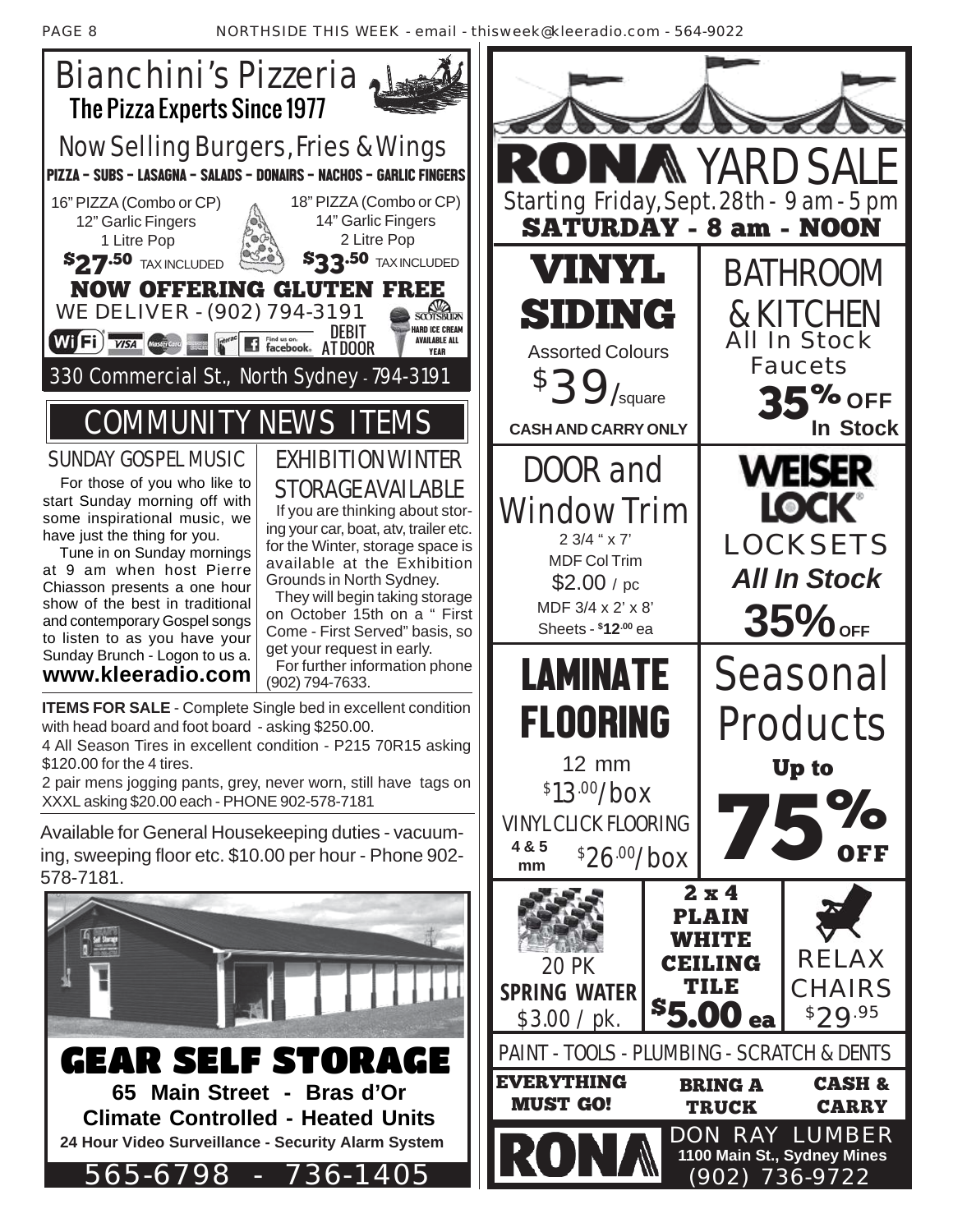# Bianchini's Pizzeria

**The Pizza Experts Since 1977**

## Now Selling Burgers, Fries & Wings

**PIZZA – SUBS – LASAGNA – SALADS – DONAIRS – NACHOS – GARLIC FINGERS**

16" PIZZA (Combo or CP)
12" Garlic Fingers
1 Litre Pop
**$27.50** TAX INCLUDED

18" PIZZA (Combo or CP)
14" Garlic Fingers
2 Litre Pop
**$33.50** TAX INCLUDED

**NOW OFFERING GLUTEN FREE**

WE DELIVER - (902) 794-3191

DEBIT AT DOOR

HARD ICE CREAM AVAILABLE ALL YEAR

Find us on facebook

330 Commercial St., North Sydney - 794-3191

# COMMUNITY NEWS ITEMS

## SUNDAY GOSPEL MUSIC

For those of you who like to start Sunday morning off with some inspirational music, we have just the thing for you.

Tune in on Sunday mornings at 9 am when host Pierre Chiasson presents a one hour show of the best in traditional and contemporary Gospel songs to listen to as you have your Sunday Brunch - Logon to us a. **www.kleeradio.com**

## EXHIBITION WINTER STORAGE AVAILABLE

If you are thinking about storing your car, boat, atv, trailer etc. for the Winter, storage space is available at the Exhibition Grounds in North Sydney.

They will begin taking storage on October 15th on a " First Come - First Served" basis, so get your request in early.

For further information phone (902) 794-7633.

**ITEMS FOR SALE** - Complete Single bed in excellent condition with head board and foot board - asking $250.00.

4 All Season Tires in excellent condition - P215 70R15 asking $120.00 for the 4 tires.

2 pair mens jogging pants, grey, never worn, still have tags on XXXL asking $20.00 each - PHONE 902-578-7181

Available for General Housekeeping duties - vacuuming, sweeping floor etc. $10.00 per hour - Phone 902-578-7181.

# GEAR SELF STORAGE

**65 Main Street - Bras d'Or**

**Climate Controlled - Heated Units**

**24 Hour Video Surveillance - Security Alarm System**

565-6798 - 736-1405

# RONA YARD SALE

Starting Friday, Sept. 28th - 9 am - 5 pm

**SATURDAY - 8 am - NOON**

## VINYL SIDING

Assorted Colours

$39/square

**CASH AND CARRY ONLY**

## BATHROOM & KITCHEN

All In Stock Faucets

**35% OFF In Stock**

## DOOR and Window Trim

2 3/4 " x 7'
MDF Col Trim
$2.00 / pc
MDF 3/4 x 2' x 8'
Sheets - $12.00 ea

## WEISER LOCK

LOCKSETS

***All In Stock***

**35% OFF**

## LAMINATE FLOORING

12 mm
$13.00/box

VINYL CLICK FLOORING
4 & 5 mm $26.00/box

## Seasonal Products

**Up to 75% OFF**

20 PK SPRING WATER
$3.00 / pk.

**2 x 4 PLAIN WHITE CEILING TILE**
**$5.00 ea**

RELAX CHAIRS
$29.95

PAINT - TOOLS - PLUMBING - SCRATCH & DENTS

**EVERYTHING MUST GO!** **BRING A TRUCK** **CASH & CARRY**

RONA DON RAY LUMBER
**1100 Main St., Sydney Mines**
(902) 736-9722